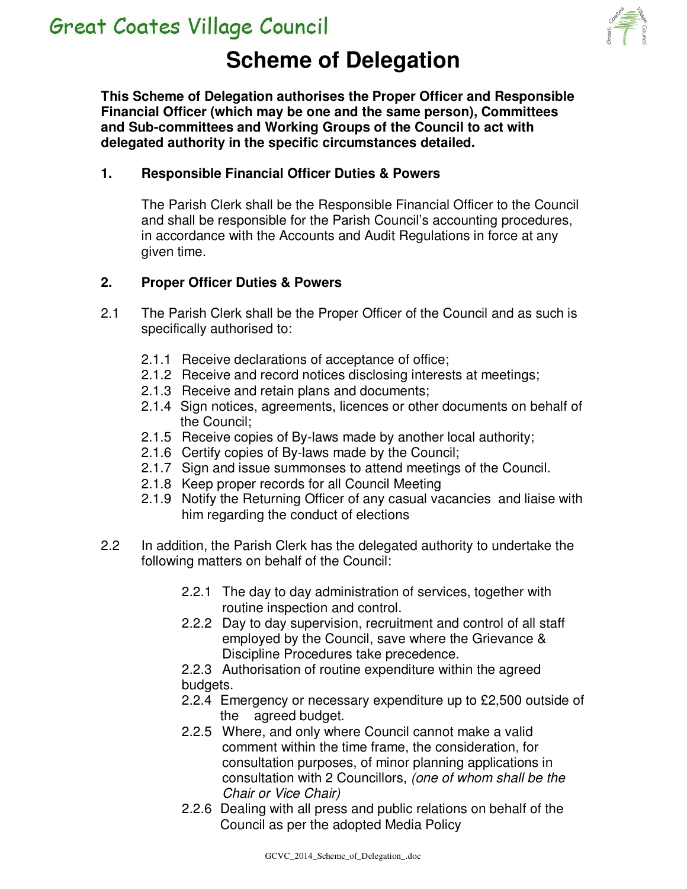Great Coates Village Council

# Scheme of Delegation

**This Scheme of Delegation authorises the Proper Officer and Responsible Financial Officer (which may be one and the same person), Committees and Sub-committees and Working Groups of the Council to act with delegated authority in the specific circumstances detailed.**

## 1. Responsible Financial Officer Duties & Powers

The Parish Clerk shall be the Responsible Financial Officer to the Council and shall be responsible for the Parish Council's accounting procedures, in accordance with the Accounts and Audit Regulations in force at any given time.

## 2. Proper Officer Duties & Powers

2.1 The Parish Clerk shall be the Proper Officer of the Council and as such is specifically authorised to:

- 2.1.1 Receive declarations of acceptance of office;
- 2.1.2 Receive and record notices disclosing interests at meetings;
- 2.1.3 Receive and retain plans and documents;
- 2.1.4 Sign notices, agreements, licences or other documents on behalf of the Council;
- 2.1.5 Receive copies of By-laws made by another local authority;
- 2.1.6 Certify copies of By-laws made by the Council;
- 2.1.7 Sign and issue summonses to attend meetings of the Council.
- 2.1.8 Keep proper records for all Council Meeting
- 2.1.9 Notify the Returning Officer of any casual vacancies and liaise with him regarding the conduct of elections

2.2 In addition, the Parish Clerk has the delegated authority to undertake the following matters on behalf of the Council:

- 2.2.1 The day to day administration of services, together with routine inspection and control.
- 2.2.2 Day to day supervision, recruitment and control of all staff employed by the Council, save where the Grievance & Discipline Procedures take precedence.
- 2.2.3 Authorisation of routine expenditure within the agreed budgets.
- 2.2.4 Emergency or necessary expenditure up to £2,500 outside of the agreed budget.
- 2.2.5 Where, and only where Council cannot make a valid comment within the time frame, the consideration, for consultation purposes, of minor planning applications in consultation with 2 Councillors, *(one of whom shall be the Chair or Vice Chair)*
- 2.2.6 Dealing with all press and public relations on behalf of the Council as per the adopted Media Policy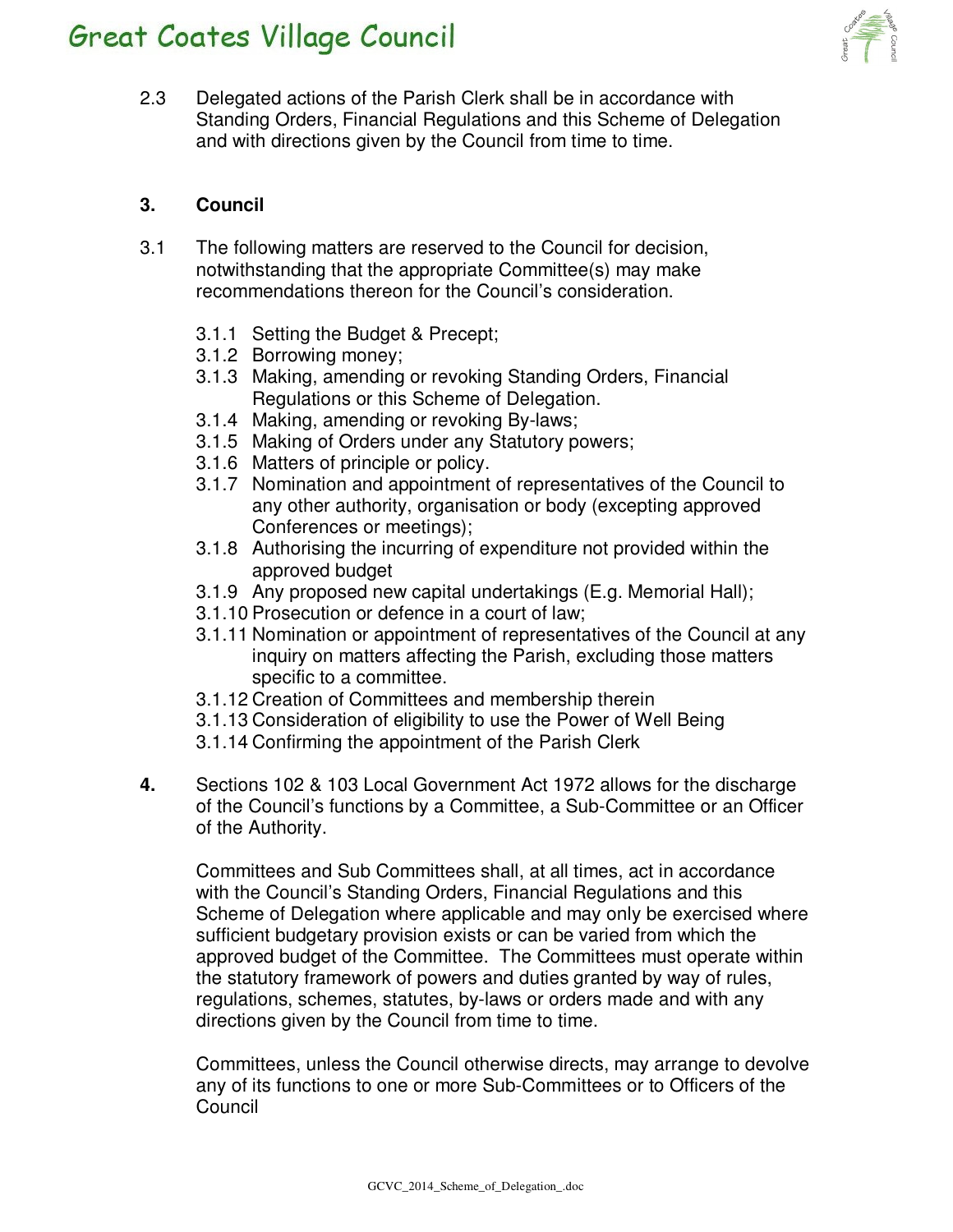2.3 Delegated actions of the Parish Clerk shall be in accordance with Standing Orders, Financial Regulations and this Scheme of Delegation and with directions given by the Council from time to time.

## 3. Council

3.1 The following matters are reserved to the Council for decision, notwithstanding that the appropriate Committee(s) may make recommendations thereon for the Council's consideration.

- 3.1.1 Setting the Budget & Precept;
- 3.1.2 Borrowing money;
- 3.1.3 Making, amending or revoking Standing Orders, Financial Regulations or this Scheme of Delegation.
- 3.1.4 Making, amending or revoking By-laws;
- 3.1.5 Making of Orders under any Statutory powers;
- 3.1.6 Matters of principle or policy.
- 3.1.7 Nomination and appointment of representatives of the Council to any other authority, organisation or body (excepting approved Conferences or meetings);
- 3.1.8 Authorising the incurring of expenditure not provided within the approved budget
- 3.1.9 Any proposed new capital undertakings (E.g. Memorial Hall);
- 3.1.10 Prosecution or defence in a court of law;
- 3.1.11 Nomination or appointment of representatives of the Council at any inquiry on matters affecting the Parish, excluding those matters specific to a committee.
- 3.1.12 Creation of Committees and membership therein
- 3.1.13 Consideration of eligibility to use the Power of Well Being
- 3.1.14 Confirming the appointment of the Parish Clerk

**4.** Sections 102 & 103 Local Government Act 1972 allows for the discharge of the Council's functions by a Committee, a Sub-Committee or an Officer of the Authority.

Committees and Sub Committees shall, at all times, act in accordance with the Council's Standing Orders, Financial Regulations and this Scheme of Delegation where applicable and may only be exercised where sufficient budgetary provision exists or can be varied from which the approved budget of the Committee. The Committees must operate within the statutory framework of powers and duties granted by way of rules, regulations, schemes, statutes, by-laws or orders made and with any directions given by the Council from time to time.

Committees, unless the Council otherwise directs, may arrange to devolve any of its functions to one or more Sub-Committees or to Officers of the Council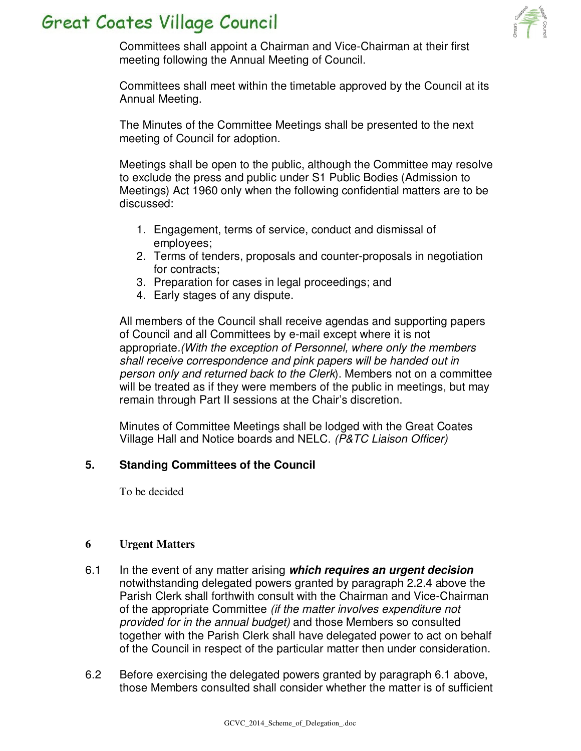Committees shall appoint a Chairman and Vice-Chairman at their first meeting following the Annual Meeting of Council.

Committees shall meet within the timetable approved by the Council at its Annual Meeting.

The Minutes of the Committee Meetings shall be presented to the next meeting of Council for adoption.

Meetings shall be open to the public, although the Committee may resolve to exclude the press and public under S1 Public Bodies (Admission to Meetings) Act 1960 only when the following confidential matters are to be discussed:

1. Engagement, terms of service, conduct and dismissal of employees;
2. Terms of tenders, proposals and counter-proposals in negotiation for contracts;
3. Preparation for cases in legal proceedings; and
4. Early stages of any dispute.

All members of the Council shall receive agendas and supporting papers of Council and all Committees by e-mail except where it is not appropriate.*(With the exception of Personnel, where only the members shall receive correspondence and pink papers will be handed out in person only and returned back to the Clerk*). Members not on a committee will be treated as if they were members of the public in meetings, but may remain through Part II sessions at the Chair's discretion.

Minutes of Committee Meetings shall be lodged with the Great Coates Village Hall and Notice boards and NELC. *(P&TC Liaison Officer)*

## 5. Standing Committees of the Council

To be decided

## 6 Urgent Matters

6.1 In the event of any matter arising ***which requires an urgent decision*** notwithstanding delegated powers granted by paragraph 2.2.4 above the Parish Clerk shall forthwith consult with the Chairman and Vice-Chairman of the appropriate Committee *(if the matter involves expenditure not provided for in the annual budget)* and those Members so consulted together with the Parish Clerk shall have delegated power to act on behalf of the Council in respect of the particular matter then under consideration.

6.2 Before exercising the delegated powers granted by paragraph 6.1 above, those Members consulted shall consider whether the matter is of sufficient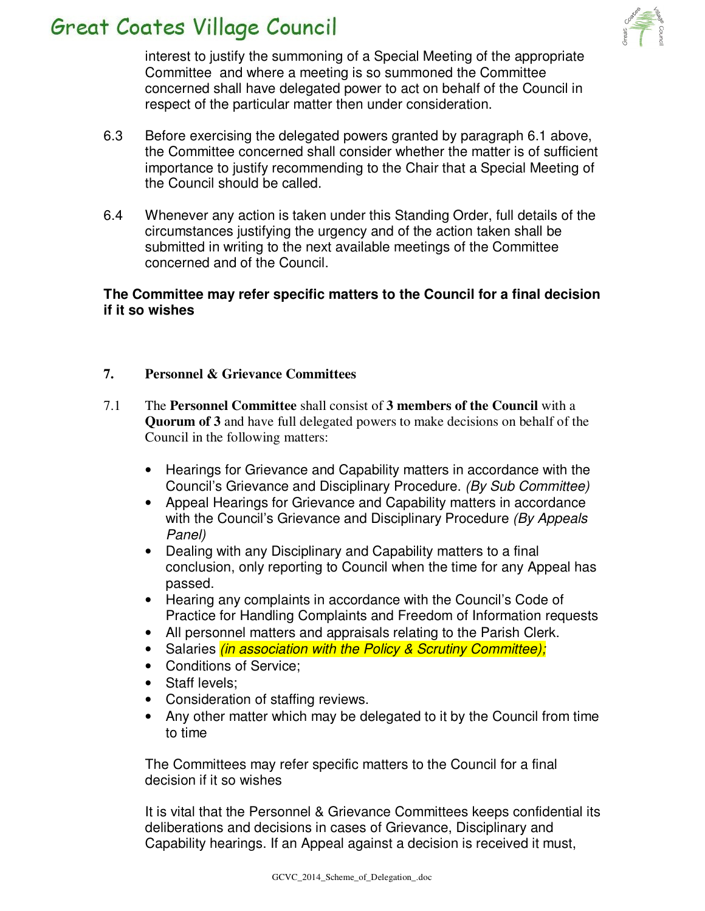interest to justify the summoning of a Special Meeting of the appropriate Committee and where a meeting is so summoned the Committee concerned shall have delegated power to act on behalf of the Council in respect of the particular matter then under consideration.

6.3 Before exercising the delegated powers granted by paragraph 6.1 above, the Committee concerned shall consider whether the matter is of sufficient importance to justify recommending to the Chair that a Special Meeting of the Council should be called.

6.4 Whenever any action is taken under this Standing Order, full details of the circumstances justifying the urgency and of the action taken shall be submitted in writing to the next available meetings of the Committee concerned and of the Council.

**The Committee may refer specific matters to the Council for a final decision if it so wishes**

## 7. Personnel & Grievance Committees

7.1 The **Personnel Committee** shall consist of **3 members of the Council** with a **Quorum of 3** and have full delegated powers to make decisions on behalf of the Council in the following matters:

- Hearings for Grievance and Capability matters in accordance with the Council's Grievance and Disciplinary Procedure. *(By Sub Committee)*
- Appeal Hearings for Grievance and Capability matters in accordance with the Council's Grievance and Disciplinary Procedure *(By Appeals Panel)*
- Dealing with any Disciplinary and Capability matters to a final conclusion, only reporting to Council when the time for any Appeal has passed.
- Hearing any complaints in accordance with the Council's Code of Practice for Handling Complaints and Freedom of Information requests
- All personnel matters and appraisals relating to the Parish Clerk.
- Salaries *(in association with the Policy & Scrutiny Committee);*
- Conditions of Service;
- Staff levels;
- Consideration of staffing reviews.
- Any other matter which may be delegated to it by the Council from time to time

The Committees may refer specific matters to the Council for a final decision if it so wishes

It is vital that the Personnel & Grievance Committees keeps confidential its deliberations and decisions in cases of Grievance, Disciplinary and Capability hearings. If an Appeal against a decision is received it must,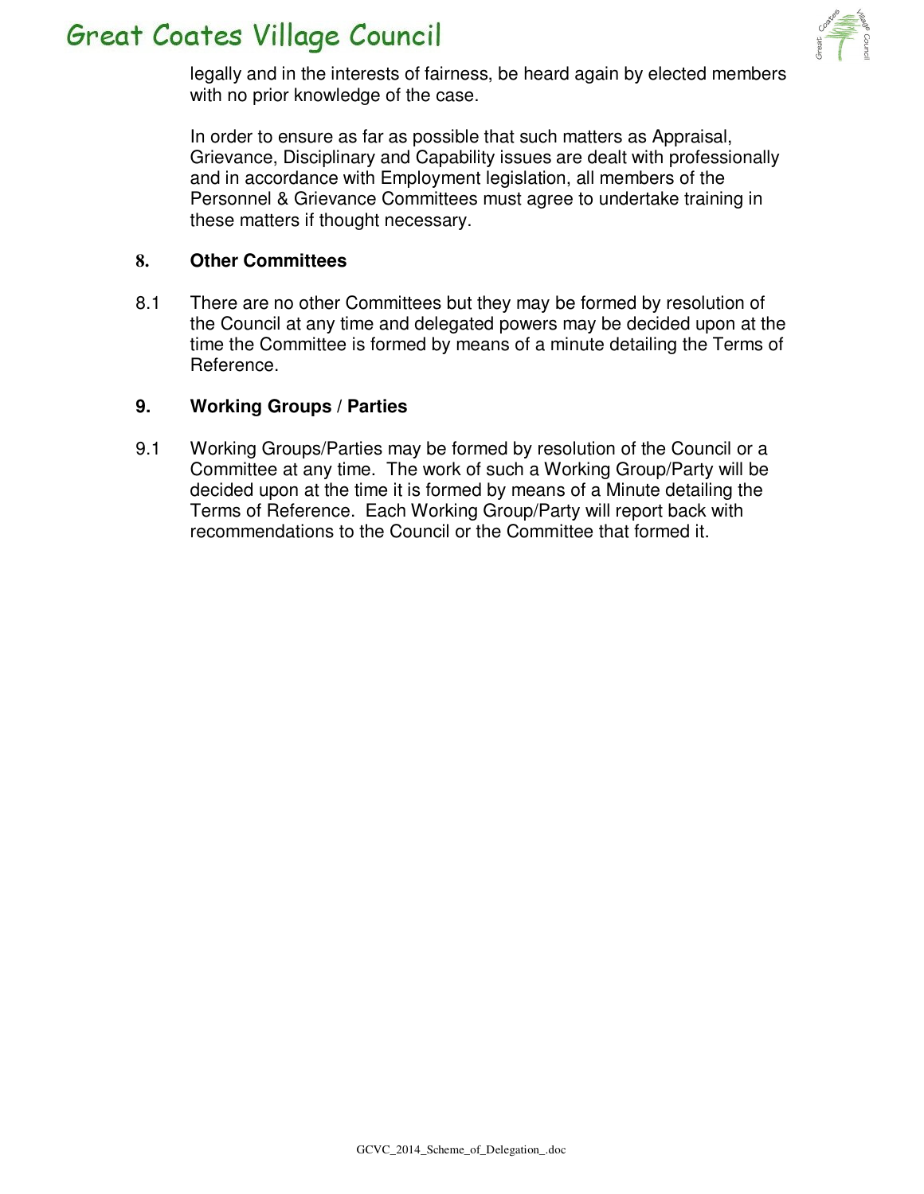legally and in the interests of fairness, be heard again by elected members with no prior knowledge of the case.

In order to ensure as far as possible that such matters as Appraisal, Grievance, Disciplinary and Capability issues are dealt with professionally and in accordance with Employment legislation, all members of the Personnel & Grievance Committees must agree to undertake training in these matters if thought necessary.

## 8. Other Committees

8.1 There are no other Committees but they may be formed by resolution of the Council at any time and delegated powers may be decided upon at the time the Committee is formed by means of a minute detailing the Terms of Reference.

## 9. Working Groups / Parties

9.1 Working Groups/Parties may be formed by resolution of the Council or a Committee at any time. The work of such a Working Group/Party will be decided upon at the time it is formed by means of a Minute detailing the Terms of Reference. Each Working Group/Party will report back with recommendations to the Council or the Committee that formed it.